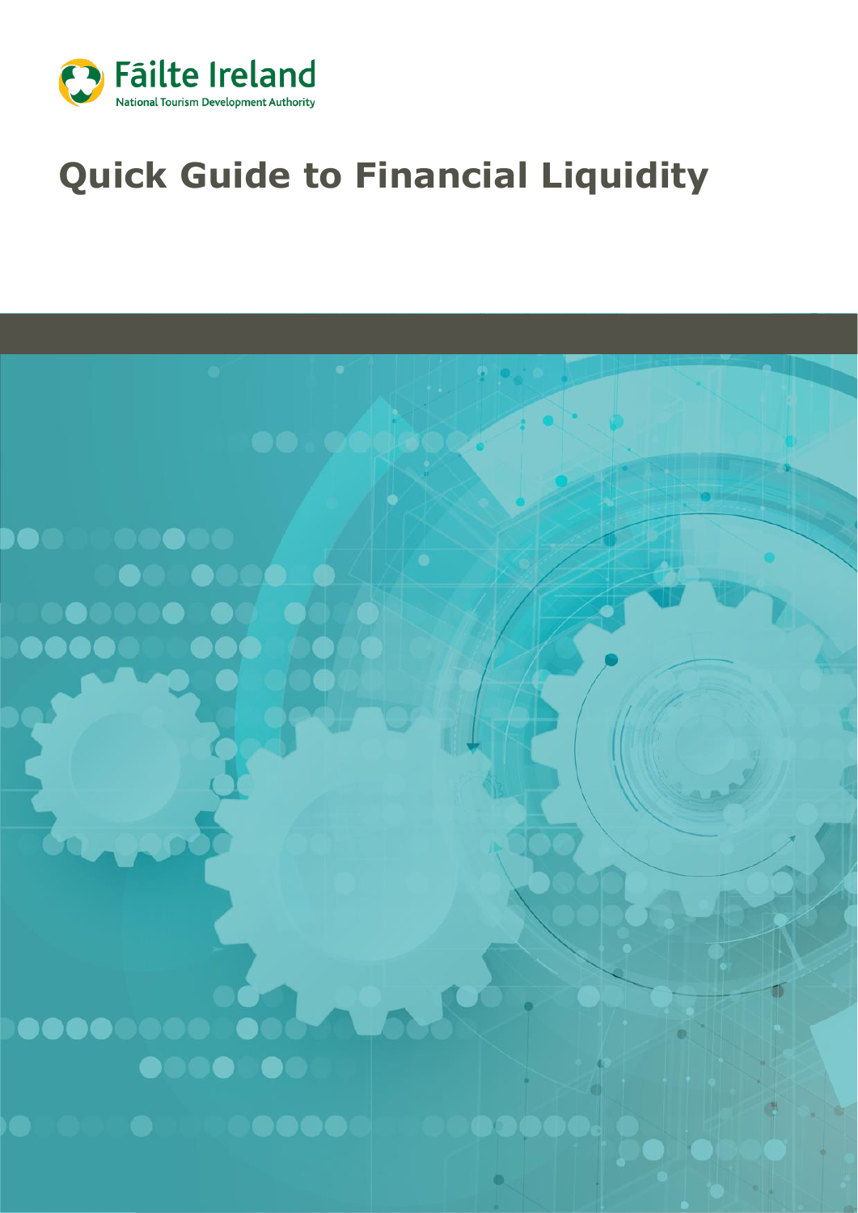Fāilte Ireland

National Tourism Development Authority

# Quick Guide to Financial Liquidity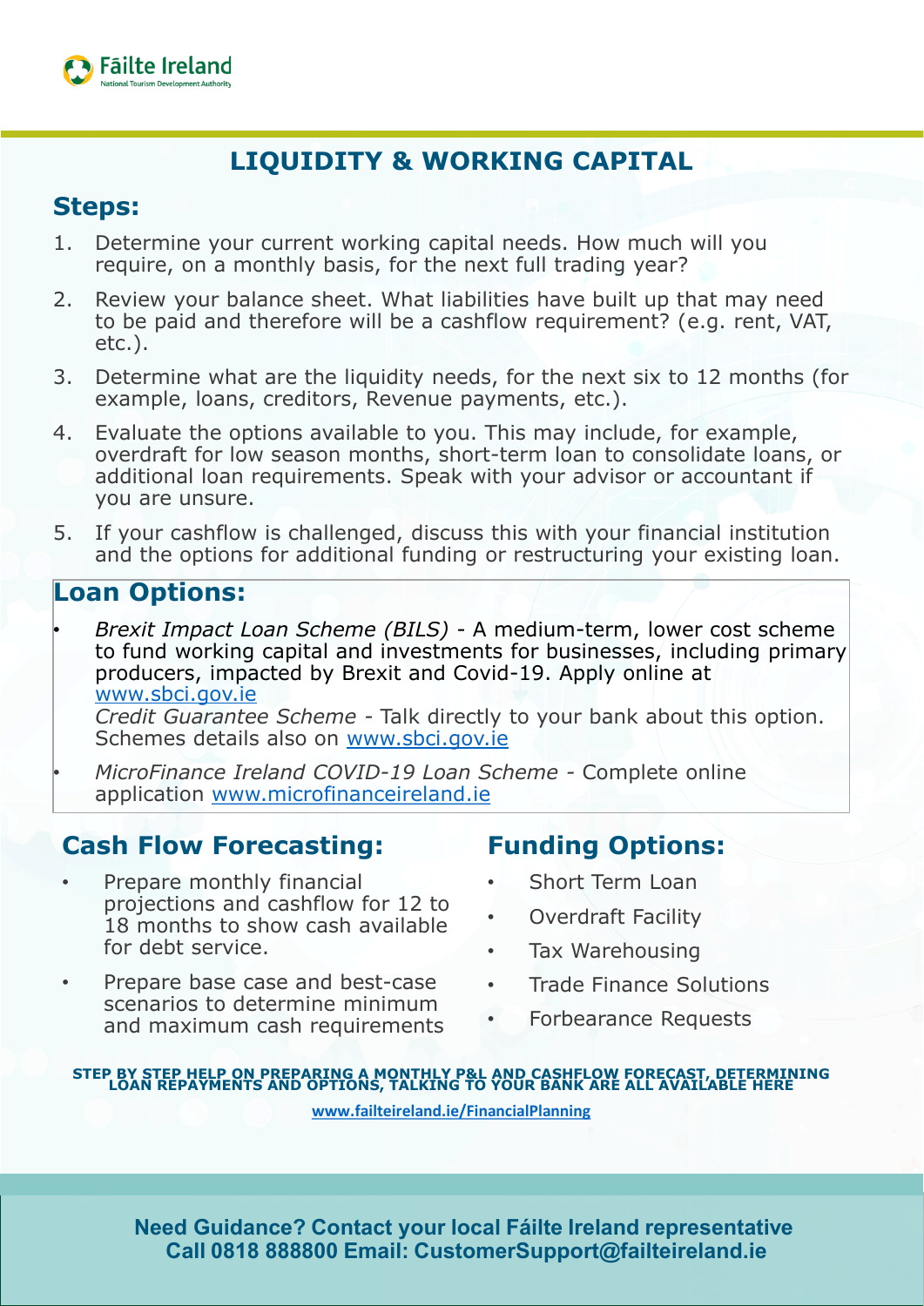Fáilte Ireland
National Tourism Development Authority

# LIQUIDITY & WORKING CAPITAL

## Steps:

1. Determine your current working capital needs. How much will you require, on a monthly basis, for the next full trading year?
2. Review your balance sheet. What liabilities have built up that may need to be paid and therefore will be a cashflow requirement? (e.g. rent, VAT, etc.).
3. Determine what are the liquidity needs, for the next six to 12 months (for example, loans, creditors, Revenue payments, etc.).
4. Evaluate the options available to you. This may include, for example, overdraft for low season months, short-term loan to consolidate loans, or additional loan requirements. Speak with your advisor or accountant if you are unsure.
5. If your cashflow is challenged, discuss this with your financial institution and the options for additional funding or restructuring your existing loan.

## Loan Options:

- *Brexit Impact Loan Scheme (BILS)* - A medium-term, lower cost scheme to fund working capital and investments for businesses, including primary producers, impacted by Brexit and Covid-19. Apply online at www.sbci.gov.ie
  *Credit Guarantee Scheme* - Talk directly to your bank about this option. Schemes details also on www.sbci.gov.ie
- *MicroFinance Ireland COVID-19 Loan Scheme* - Complete online application www.microfinanceireland.ie

## Cash Flow Forecasting:

- Prepare monthly financial projections and cashflow for 12 to 18 months to show cash available for debt service.
- Prepare base case and best-case scenarios to determine minimum and maximum cash requirements

## Funding Options:

- Short Term Loan
- Overdraft Facility
- Tax Warehousing
- Trade Finance Solutions
- Forbearance Requests

**STEP BY STEP HELP ON PREPARING A MONTHLY P&L AND CASHFLOW FORECAST, DETERMINING LOAN REPAYMENTS AND OPTIONS, TALKING TO YOUR BANK ARE ALL AVAILABLE HERE**

**www.failteireland.ie/FinancialPlanning**

**Need Guidance? Contact your local Fáilte Ireland representative**
**Call 0818 888800 Email: CustomerSupport@failteireland.ie**